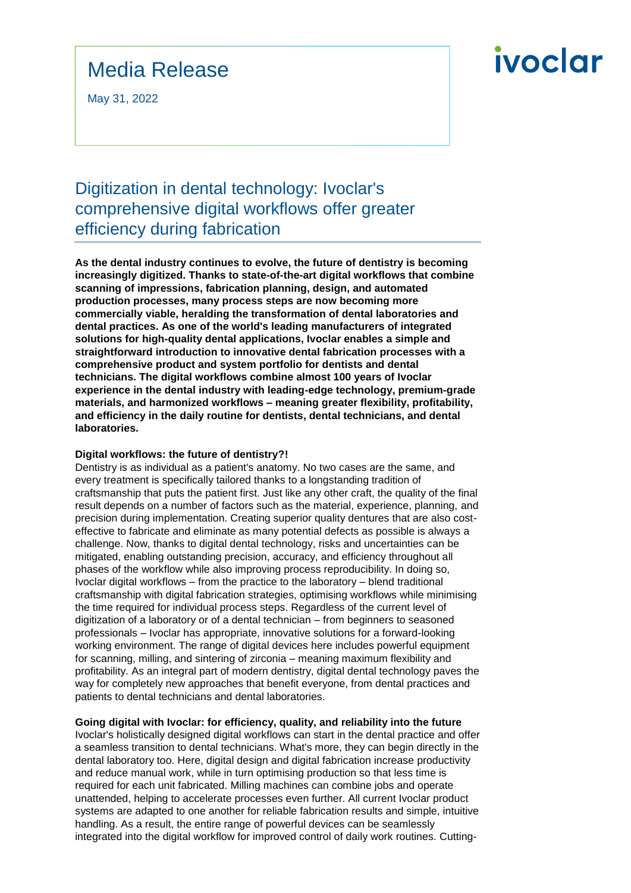# Media Release

May 31, 2022

ivoclar

## Digitization in dental technology: Ivoclar's comprehensive digital workflows offer greater efficiency during fabrication

**As the dental industry continues to evolve, the future of dentistry is becoming increasingly digitized. Thanks to state-of-the-art digital workflows that combine scanning of impressions, fabrication planning, design, and automated production processes, many process steps are now becoming more commercially viable, heralding the transformation of dental laboratories and dental practices. As one of the world's leading manufacturers of integrated solutions for high-quality dental applications, Ivoclar enables a simple and straightforward introduction to innovative dental fabrication processes with a comprehensive product and system portfolio for dentists and dental technicians. The digital workflows combine almost 100 years of Ivoclar experience in the dental industry with leading-edge technology, premium-grade materials, and harmonized workflows – meaning greater flexibility, profitability, and efficiency in the daily routine for dentists, dental technicians, and dental laboratories.**

**Digital workflows: the future of dentistry?!**

Dentistry is as individual as a patient's anatomy. No two cases are the same, and every treatment is specifically tailored thanks to a longstanding tradition of craftsmanship that puts the patient first. Just like any other craft, the quality of the final result depends on a number of factors such as the material, experience, planning, and precision during implementation. Creating superior quality dentures that are also cost-effective to fabricate and eliminate as many potential defects as possible is always a challenge. Now, thanks to digital dental technology, risks and uncertainties can be mitigated, enabling outstanding precision, accuracy, and efficiency throughout all phases of the workflow while also improving process reproducibility. In doing so, Ivoclar digital workflows – from the practice to the laboratory – blend traditional craftsmanship with digital fabrication strategies, optimising workflows while minimising the time required for individual process steps. Regardless of the current level of digitization of a laboratory or of a dental technician – from beginners to seasoned professionals – Ivoclar has appropriate, innovative solutions for a forward-looking working environment. The range of digital devices here includes powerful equipment for scanning, milling, and sintering of zirconia – meaning maximum flexibility and profitability. As an integral part of modern dentistry, digital dental technology paves the way for completely new approaches that benefit everyone, from dental practices and patients to dental technicians and dental laboratories.

**Going digital with Ivoclar: for efficiency, quality, and reliability into the future**

Ivoclar's holistically designed digital workflows can start in the dental practice and offer a seamless transition to dental technicians. What's more, they can begin directly in the dental laboratory too. Here, digital design and digital fabrication increase productivity and reduce manual work, while in turn optimising production so that less time is required for each unit fabricated. Milling machines can combine jobs and operate unattended, helping to accelerate processes even further. All current Ivoclar product systems are adapted to one another for reliable fabrication results and simple, intuitive handling. As a result, the entire range of powerful devices can be seamlessly integrated into the digital workflow for improved control of daily work routines. Cutting-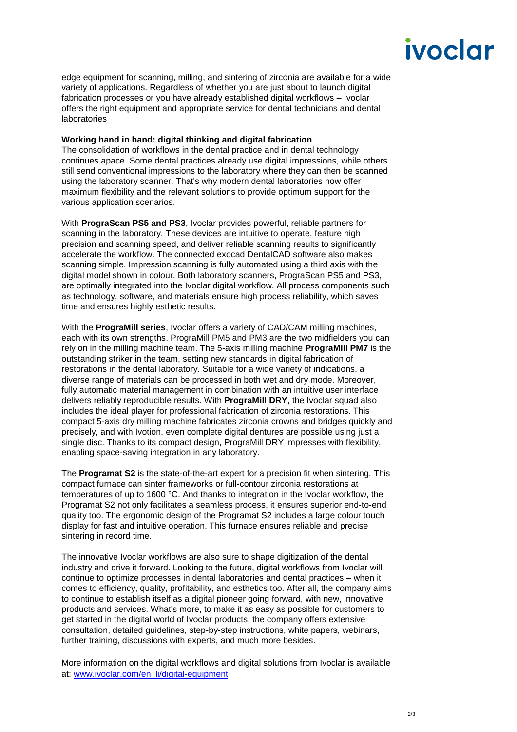edge equipment for scanning, milling, and sintering of zirconia are available for a wide variety of applications. Regardless of whether you are just about to launch digital fabrication processes or you have already established digital workflows – Ivoclar offers the right equipment and appropriate service for dental technicians and dental laboratories

**Working hand in hand: digital thinking and digital fabrication**

The consolidation of workflows in the dental practice and in dental technology continues apace. Some dental practices already use digital impressions, while others still send conventional impressions to the laboratory where they can then be scanned using the laboratory scanner. That's why modern dental laboratories now offer maximum flexibility and the relevant solutions to provide optimum support for the various application scenarios.

With **PrograScan PS5 and PS3**, Ivoclar provides powerful, reliable partners for scanning in the laboratory. These devices are intuitive to operate, feature high precision and scanning speed, and deliver reliable scanning results to significantly accelerate the workflow. The connected exocad DentalCAD software also makes scanning simple. Impression scanning is fully automated using a third axis with the digital model shown in colour. Both laboratory scanners, PrograScan PS5 and PS3, are optimally integrated into the Ivoclar digital workflow. All process components such as technology, software, and materials ensure high process reliability, which saves time and ensures highly esthetic results.

With the **PrograMill series**, Ivoclar offers a variety of CAD/CAM milling machines, each with its own strengths. PrograMill PM5 and PM3 are the two midfielders you can rely on in the milling machine team. The 5-axis milling machine **PrograMill PM7** is the outstanding striker in the team, setting new standards in digital fabrication of restorations in the dental laboratory. Suitable for a wide variety of indications, a diverse range of materials can be processed in both wet and dry mode. Moreover, fully automatic material management in combination with an intuitive user interface delivers reliably reproducible results. With **PrograMill DRY**, the Ivoclar squad also includes the ideal player for professional fabrication of zirconia restorations. This compact 5-axis dry milling machine fabricates zirconia crowns and bridges quickly and precisely, and with Ivotion, even complete digital dentures are possible using just a single disc. Thanks to its compact design, PrograMill DRY impresses with flexibility, enabling space-saving integration in any laboratory.

The **Programat S2** is the state-of-the-art expert for a precision fit when sintering. This compact furnace can sinter frameworks or full-contour zirconia restorations at temperatures of up to 1600 °C. And thanks to integration in the Ivoclar workflow, the Programat S2 not only facilitates a seamless process, it ensures superior end-to-end quality too. The ergonomic design of the Programat S2 includes a large colour touch display for fast and intuitive operation. This furnace ensures reliable and precise sintering in record time.

The innovative Ivoclar workflows are also sure to shape digitization of the dental industry and drive it forward. Looking to the future, digital workflows from Ivoclar will continue to optimize processes in dental laboratories and dental practices – when it comes to efficiency, quality, profitability, and esthetics too. After all, the company aims to continue to establish itself as a digital pioneer going forward, with new, innovative products and services. What's more, to make it as easy as possible for customers to get started in the digital world of Ivoclar products, the company offers extensive consultation, detailed guidelines, step-by-step instructions, white papers, webinars, further training, discussions with experts, and much more besides.

More information on the digital workflows and digital solutions from Ivoclar is available at: [www.ivoclar.com/en_li/digital-equipment](www.ivoclar.com/en_li/digital-equipment)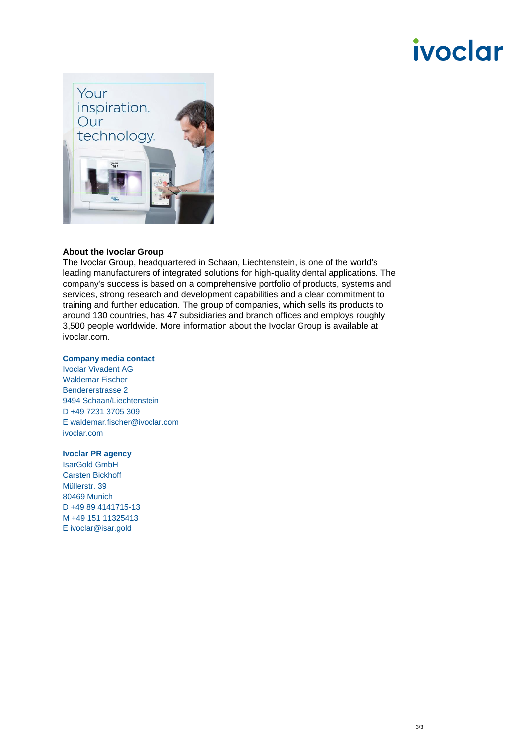**About the Ivoclar Group**

The Ivoclar Group, headquartered in Schaan, Liechtenstein, is one of the world's leading manufacturers of integrated solutions for high-quality dental applications. The company's success is based on a comprehensive portfolio of products, systems and services, strong research and development capabilities and a clear commitment to training and further education. The group of companies, which sells its products to around 130 countries, has 47 subsidiaries and branch offices and employs roughly 3,500 people worldwide. More information about the Ivoclar Group is available at ivoclar.com.

**Company media contact**

Ivoclar Vivadent AG
Waldemar Fischer
Bendererstrasse 2
9494 Schaan/Liechtenstein
D +49 7231 3705 309
E waldemar.fischer@ivoclar.com
ivoclar.com

**Ivoclar PR agency**

IsarGold GmbH
Carsten Bickhoff
Müllerstr. 39
80469 Munich
D +49 89 4141715-13
M +49 151 11325413
E ivoclar@isar.gold